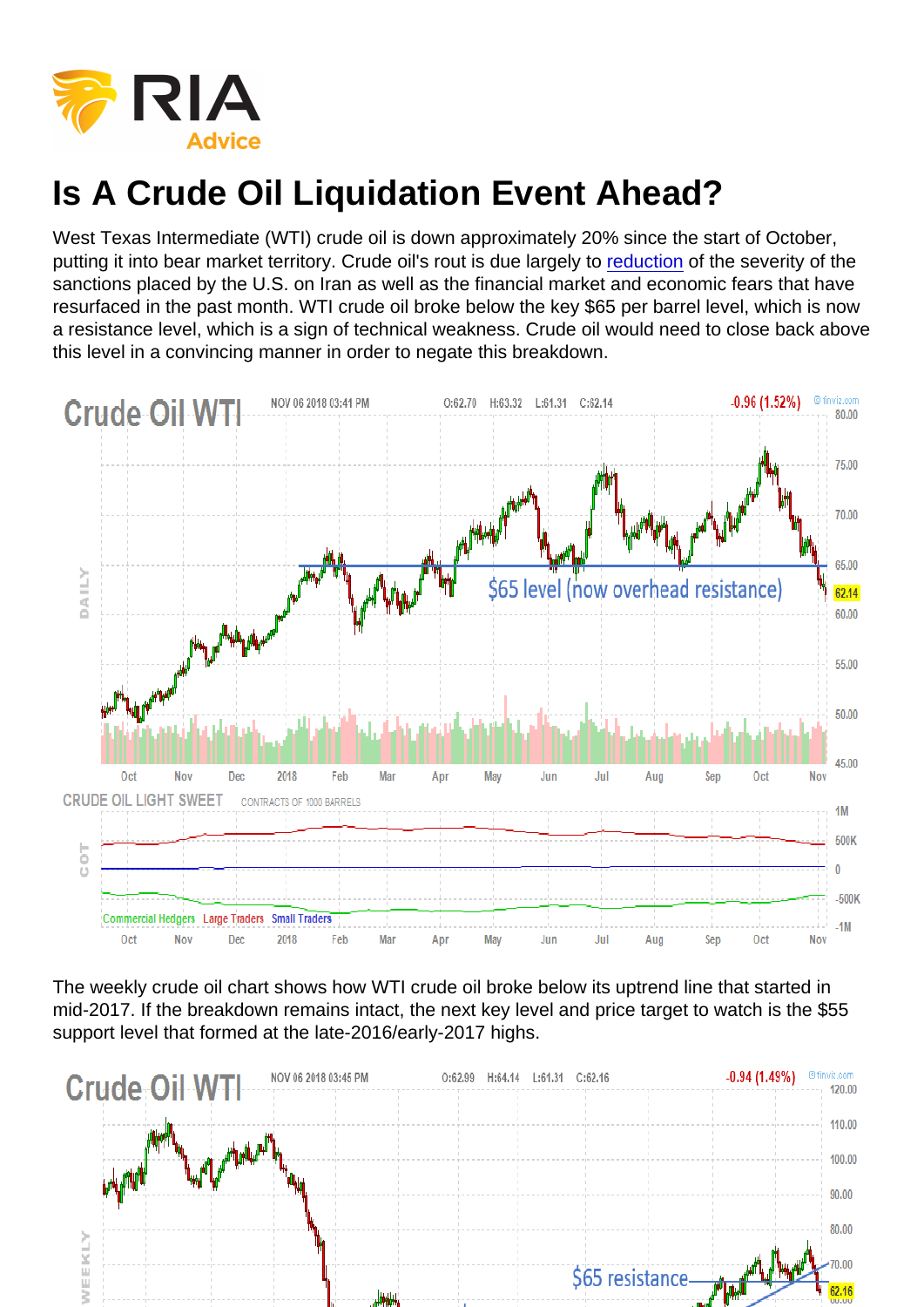# Is A Crude Oil Liquidation Event Ahead?

West Texas Intermediate (WTI) crude oil is down approximately 20% since the start of October, putting it into bear market territory. Crude oil's rout is due largely to reduction of the severity of the sanctions placed by the U.S. on Iran as well as the financial market and economic fears that have resurfaced in the past month. WTI crude oil broke below the key $65 per barrel level, which is now a resistance level, which is a sign of technical weakness. Crude oil would need to close back above this level in a convincing manner in order to negate this breakdown.

The weekly crude oil chart shows how WTI crude oil broke below its uptrend line that started in mid-2017. If the breakdown remains intact, the next key level and price target to watch is the $55 support level that formed at the late-2016/early-2017 highs.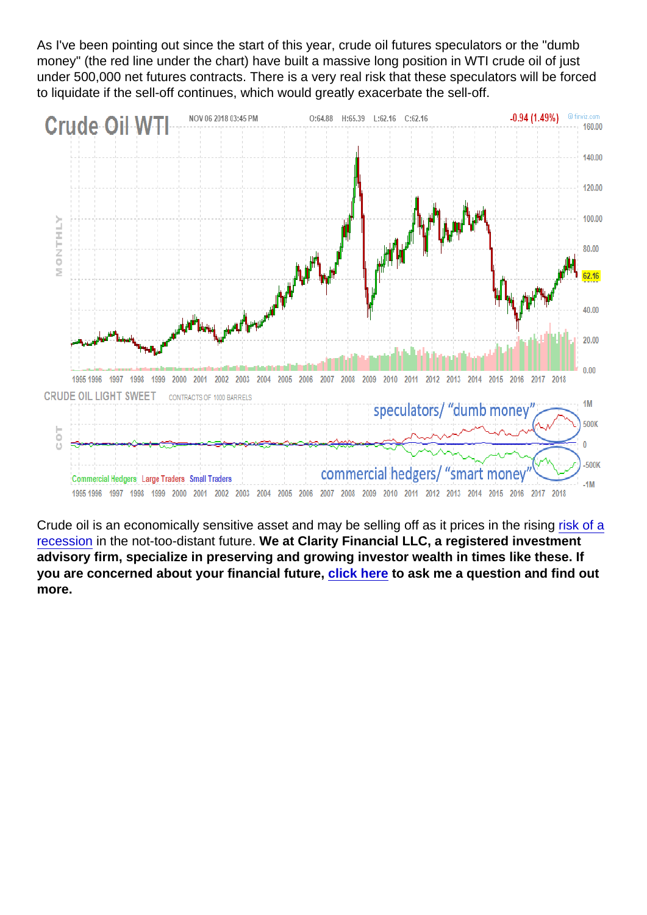As I've been pointing out since the start of this year, crude oil futures speculators or the "dumb money" (the red line under the chart) have built a massive long position in WTI crude oil of just under 500,000 net futures contracts. There is a very real risk that these speculators will be forced to liquidate if the sell-off continues, which would greatly exacerbate the sell-off.

Crude Oil WTI

NOV 06 2018 03:45 PM O:64.88 H:65.39 L:62.16 C:62.16 -0.94 (1.49%)

finviz.com

MONTHLY

160.00
140.00
120.00
100.00
80.00
62.16
40.00
20.00
0.00

1995 1996 1997 1998 1999 2000 2001 2002 2003 2004 2005 2006 2007 2008 2009 2010 2011 2012 2013 2014 2015 2016 2017 2018

CRUDE OIL LIGHT SWEET CONTRACTS OF 1000 BARRELS

COT

speculators/ "dumb money"

commercial hedgers/ "smart money"

1M
500K
0
-500K
-1M

Commercial Hedgers Large Traders Small Traders

1995 1996 1997 1998 1999 2000 2001 2002 2003 2004 2005 2006 2007 2008 2009 2010 2011 2012 2013 2014 2015 2016 2017 2018

Crude oil is an economically sensitive asset and may be selling off as it prices in the rising risk of a recession in the not-too-distant future. **We at Clarity Financial LLC, a registered investment advisory firm, specialize in preserving and growing investor wealth in times like these. If you are concerned about your financial future, click here to ask me a question and find out more.**